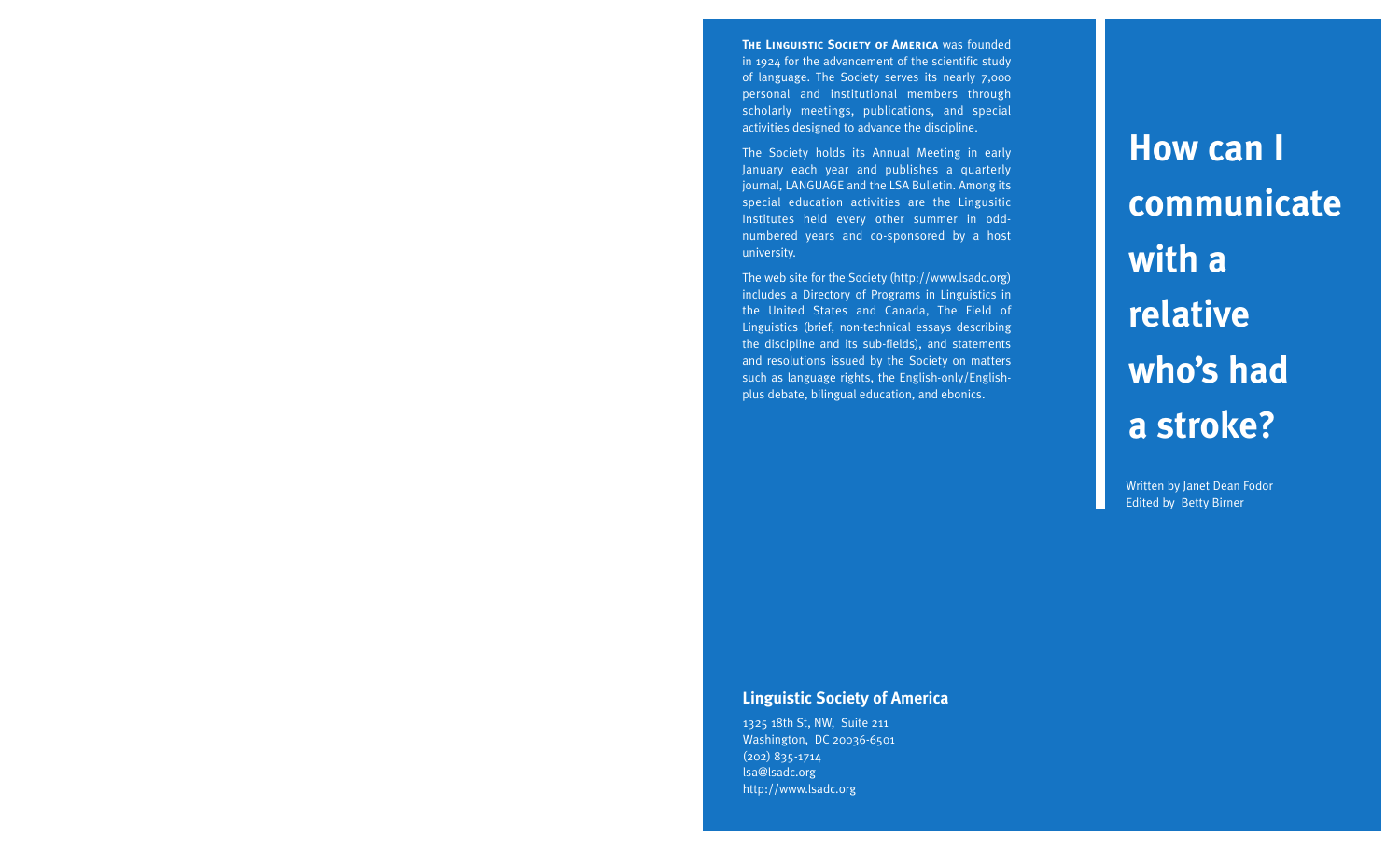**The Linguistic Society of America** was founded in 1924 for the advancement of the scientific study of language. The Society serves its nearly 7,000 personal and institutional members through scholarly meetings, publications, and special activities designed to advance the discipline.

The Society holds its Annual Meeting in early January each year and publishes a quarterly journal, LANGUAGE and the LSA Bulletin. Among its special education activities are the Lingusitic Institutes held every other summer in odd-numbered years and co-sponsored by a host university.

The web site for the Society (http://www.lsadc.org) includes a Directory of Programs in Linguistics in the United States and Canada, The Field of Linguistics (brief, non-technical essays describing the discipline and its sub-fields), and statements and resolutions issued by the Society on matters such as language rights, the English-only/English-plus debate, bilingual education, and ebonics.

## Linguistic Society of America

1325 18th St, NW, Suite 211
Washington, DC 20036-6501
(202) 835-1714
lsa@lsadc.org
http://www.lsadc.org

# How can I communicate with a relative who's had a stroke?

Written by Janet Dean Fodor
Edited by Betty Birner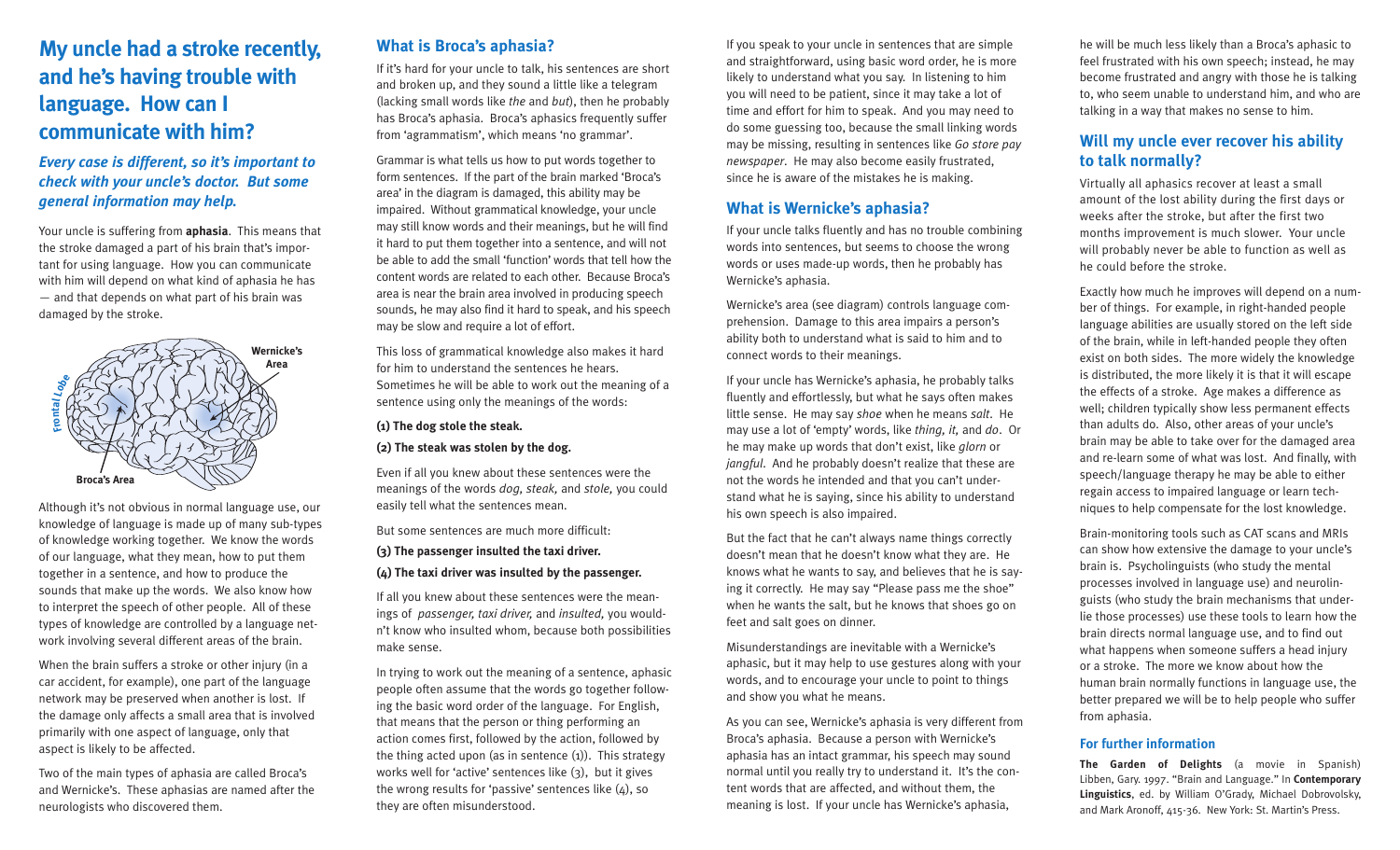# My uncle had a stroke recently, and he's having trouble with language. How can I communicate with him?

***Every case is different, so it's important to check with your uncle's doctor. But some general information may help.***

Your uncle is suffering from **aphasia**. This means that the stroke damaged a part of his brain that's important for using language. How you can communicate with him will depend on what kind of aphasia he has — and that depends on what part of his brain was damaged by the stroke.

Wernicke's Area

Frontal Lobe

Broca's Area

Although it's not obvious in normal language use, our knowledge of language is made up of many sub-types of knowledge working together. We know the words of our language, what they mean, how to put them together in a sentence, and how to produce the sounds that make up the words. We also know how to interpret the speech of other people. All of these types of knowledge are controlled by a language network involving several different areas of the brain.

When the brain suffers a stroke or other injury (in a car accident, for example), one part of the language network may be preserved when another is lost. If the damage only affects a small area that is involved primarily with one aspect of language, only that aspect is likely to be affected.

Two of the main types of aphasia are called Broca's and Wernicke's. These aphasias are named after the neurologists who discovered them.

## What is Broca's aphasia?

If it's hard for your uncle to talk, his sentences are short and broken up, and they sound a little like a telegram (lacking small words like *the* and *but*), then he probably has Broca's aphasia. Broca's aphasics frequently suffer from 'agrammatism', which means 'no grammar'.

Grammar is what tells us how to put words together to form sentences. If the part of the brain marked 'Broca's area' in the diagram is damaged, this ability may be impaired. Without grammatical knowledge, your uncle may still know words and their meanings, but he will find it hard to put them together into a sentence, and will not be able to add the small 'function' words that tell how the content words are related to each other. Because Broca's area is near the brain area involved in producing speech sounds, he may also find it hard to speak, and his speech may be slow and require a lot of effort.

This loss of grammatical knowledge also makes it hard for him to understand the sentences he hears. Sometimes he will be able to work out the meaning of a sentence using only the meanings of the words:

**(1) The dog stole the steak.**

**(2) The steak was stolen by the dog.**

Even if all you knew about these sentences were the meanings of the words *dog, steak,* and *stole,* you could easily tell what the sentences mean.

But some sentences are much more difficult:

**(3) The passenger insulted the taxi driver.**

**(4) The taxi driver was insulted by the passenger.**

If all you knew about these sentences were the meanings of *passenger, taxi driver,* and *insulted,* you wouldn't know who insulted whom, because both possibilities make sense.

In trying to work out the meaning of a sentence, aphasic people often assume that the words go together following the basic word order of the language. For English, that means that the person or thing performing an action comes first, followed by the action, followed by the thing acted upon (as in sentence (1)). This strategy works well for 'active' sentences like (3), but it gives the wrong results for 'passive' sentences like (4), so they are often misunderstood.

If you speak to your uncle in sentences that are simple and straightforward, using basic word order, he is more likely to understand what you say. In listening to him you will need to be patient, since it may take a lot of time and effort for him to speak. And you may need to do some guessing too, because the small linking words may be missing, resulting in sentences like *Go store pay newspaper*. He may also become easily frustrated, since he is aware of the mistakes he is making.

## What is Wernicke's aphasia?

If your uncle talks fluently and has no trouble combining words into sentences, but seems to choose the wrong words or uses made-up words, then he probably has Wernicke's aphasia.

Wernicke's area (see diagram) controls language comprehension. Damage to this area impairs a person's ability both to understand what is said to him and to connect words to their meanings.

If your uncle has Wernicke's aphasia, he probably talks fluently and effortlessly, but what he says often makes little sense. He may say *shoe* when he means *salt*. He may use a lot of 'empty' words, like *thing, it,* and *do*. Or he may make up words that don't exist, like *glorn* or *jangful*. And he probably doesn't realize that these are not the words he intended and that you can't understand what he is saying, since his ability to understand his own speech is also impaired.

But the fact that he can't always name things correctly doesn't mean that he doesn't know what they are. He knows what he wants to say, and believes that he is saying it correctly. He may say "Please pass me the shoe" when he wants the salt, but he knows that shoes go on feet and salt goes on dinner.

Misunderstandings are inevitable with a Wernicke's aphasic, but it may help to use gestures along with your words, and to encourage your uncle to point to things and show you what he means.

As you can see, Wernicke's aphasia is very different from Broca's aphasia. Because a person with Wernicke's aphasia has an intact grammar, his speech may sound normal until you really try to understand it. It's the content words that are affected, and without them, the meaning is lost. If your uncle has Wernicke's aphasia, he will be much less likely than a Broca's aphasic to feel frustrated with his own speech; instead, he may become frustrated and angry with those he is talking to, who seem unable to understand him, and who are talking in a way that makes no sense to him.

## Will my uncle ever recover his ability to talk normally?

Virtually all aphasics recover at least a small amount of the lost ability during the first days or weeks after the stroke, but after the first two months improvement is much slower. Your uncle will probably never be able to function as well as he could before the stroke.

Exactly how much he improves will depend on a number of things. For example, in right-handed people language abilities are usually stored on the left side of the brain, while in left-handed people they often exist on both sides. The more widely the knowledge is distributed, the more likely it is that it will escape the effects of a stroke. Age makes a difference as well; children typically show less permanent effects than adults do. Also, other areas of your uncle's brain may be able to take over for the damaged area and re-learn some of what was lost. And finally, with speech/language therapy he may be able to either regain access to impaired language or learn techniques to help compensate for the lost knowledge.

Brain-monitoring tools such as CAT scans and MRIs can show how extensive the damage to your uncle's brain is. Psycholinguists (who study the mental processes involved in language use) and neurolinguists (who study the brain mechanisms that underlie those processes) use these tools to learn how the brain directs normal language use, and to find out what happens when someone suffers a head injury or a stroke. The more we know about how the human brain normally functions in language use, the better prepared we will be to help people who suffer from aphasia.

### For further information

**The Garden of Delights** (a movie in Spanish)
Libben, Gary. 1997. "Brain and Language." In **Contemporary Linguistics**, ed. by William O'Grady, Michael Dobrovolsky, and Mark Aronoff, 415-36. New York: St. Martin's Press.